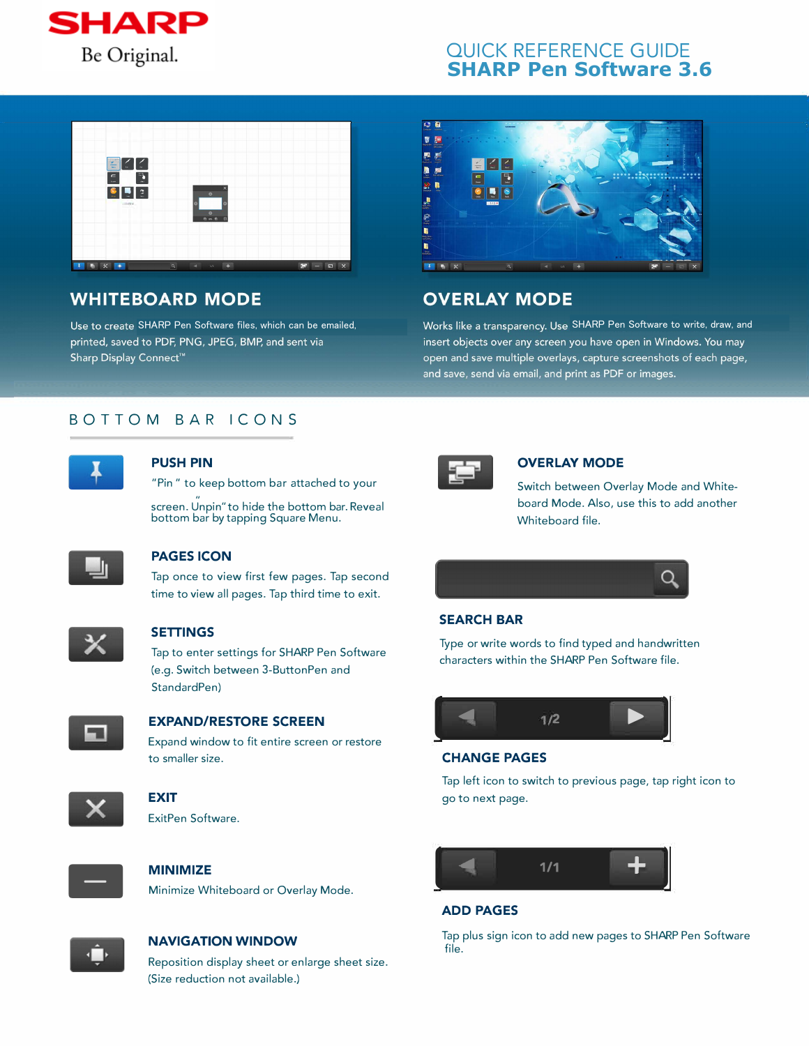SHARP
Be Original.

# QUICK REFERENCE GUIDE
# SHARP Pen Software 3.6

## WHITEBOARD MODE

Use to create SHARP Pen Software files, which can be emailed, printed, saved to PDF, PNG, JPEG, BMP, and sent via Sharp Display Connect™

## OVERLAY MODE

Works like a transparency. Use SHARP Pen Software to write, draw, and insert objects over any screen you have open in Windows. You may open and save multiple overlays, capture screenshots of each page, and save, send via email, and print as PDF or images.

## BOTTOM BAR ICONS

### PUSH PIN

"Pin " to keep bottom bar attached to your screen. Unpin" to hide the bottom bar. Reveal bottom bar by tapping Square Menu.

### PAGES ICON

Tap once to view first few pages. Tap second time to view all pages. Tap third time to exit.

### SETTINGS

Tap to enter settings for SHARP Pen Software (e.g. Switch between 3-ButtonPen and StandardPen)

### EXPAND/RESTORE SCREEN

Expand window to fit entire screen or restore to smaller size.

### EXIT

ExitPen Software.

### MINIMIZE

Minimize Whiteboard or Overlay Mode.

### NAVIGATION WINDOW

Reposition display sheet or enlarge sheet size. (Size reduction not available.)

### OVERLAY MODE

Switch between Overlay Mode and White-board Mode. Also, use this to add another Whiteboard file.

### SEARCH BAR

Type or write words to find typed and handwritten characters within the SHARP Pen Software file.

1/2

### CHANGE PAGES

Tap left icon to switch to previous page, tap right icon to go to next page.

1/1

### ADD PAGES

Tap plus sign icon to add new pages to SHARP Pen Software file.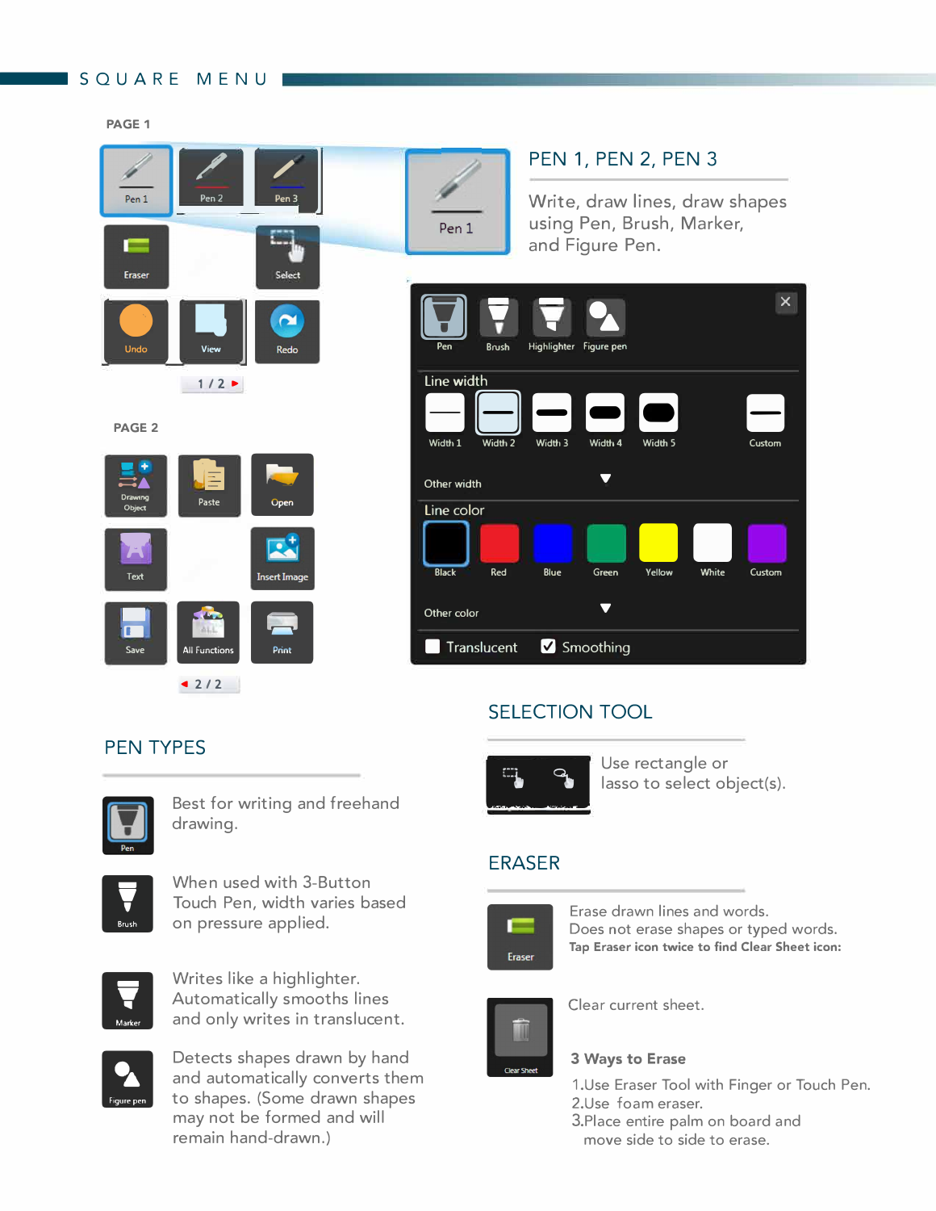# SQUARE MENU

PAGE 1

Pen 1 | Pen 2 | Pen 3

Eraser | Select

Undo | View | Redo

1 / 2

PAGE 2

Drawing Object | Paste | Open

Text | Insert Image

Save | All Functions | Print

2 / 2

## PEN 1, PEN 2, PEN 3

Write, draw lines, draw shapes using Pen, Brush, Marker, and Figure Pen.

Pen | Brush | Highlighter | Figure pen

Line width

Width 1 | Width 2 | Width 3 | Width 4 | Width 5 | Custom

Other width

Line color

Black | Red | Blue | Green | Yellow | White | Custom

Other color

Translucent | Smoothing

## PEN TYPES

**Pen:** Best for writing and freehand drawing.

**Brush:** When used with 3-Button Touch Pen, width varies based on pressure applied.

**Marker:** Writes like a highlighter. Automatically smooths lines and only writes in translucent.

**Figure pen:** Detects shapes drawn by hand and automatically converts them to shapes. (Some drawn shapes may not be formed and will remain hand-drawn.)

## SELECTION TOOL

Use rectangle or lasso to select object(s).

## ERASER

Erase drawn lines and words.
Does not erase shapes or typed words.
**Tap Eraser icon twice to find Clear Sheet icon:**

Clear Sheet: Clear current sheet.

**3 Ways to Erase**

1. Use Eraser Tool with Finger or Touch Pen.
2. Use foam eraser.
3. Place entire palm on board and move side to side to erase.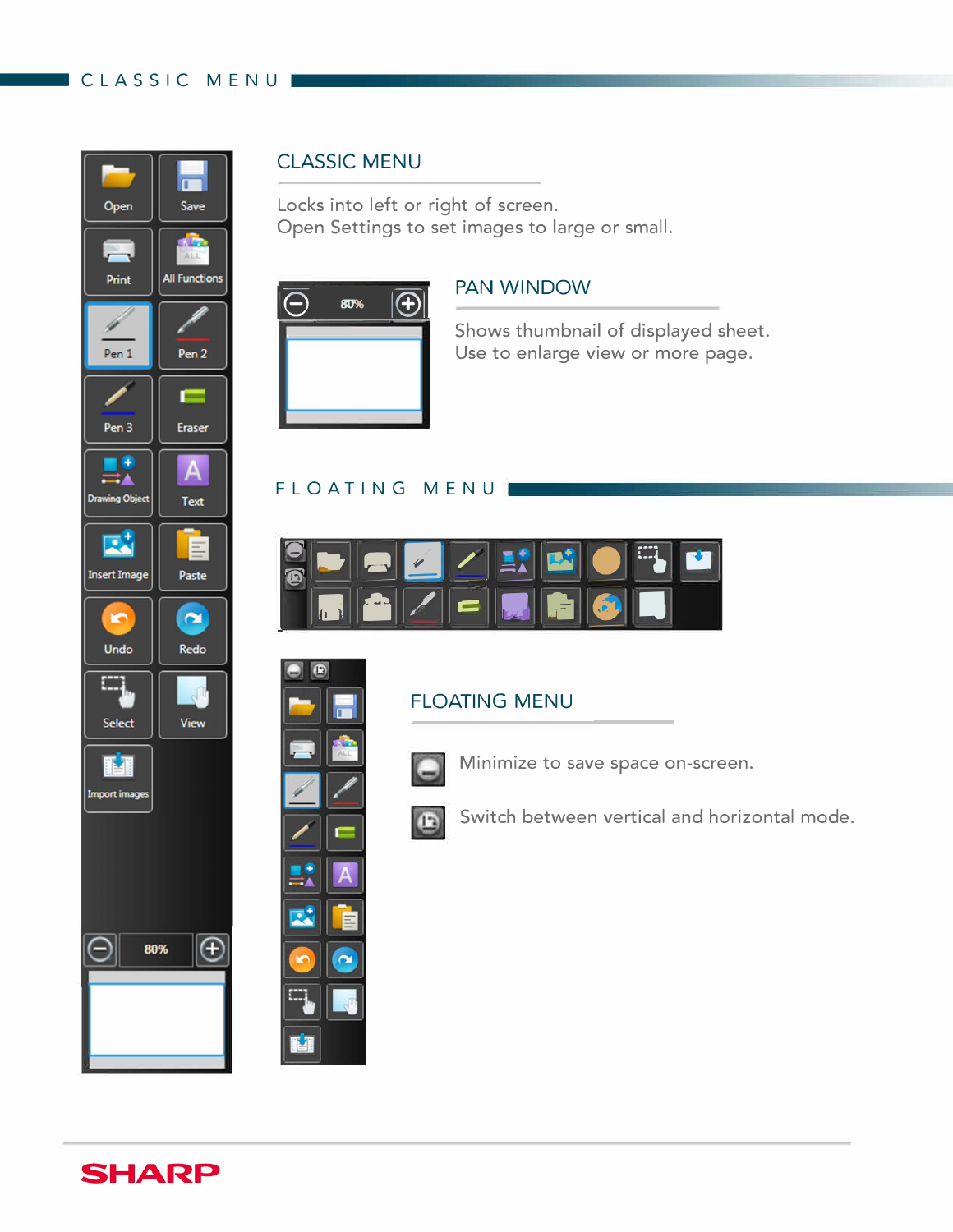# CLASSIC MENU

Open | Save | Print | All Functions | Pen 1 | Pen 2 | Pen 3 | Eraser | Drawing Object | Text | Insert Image | Paste | Undo | Redo | Select | View | Import images

80%

## CLASSIC MENU

Locks into left or right of screen.
Open Settings to set images to large or small.

80%

## PAN WINDOW

Shows thumbnail of displayed sheet.
Use to enlarge view or more page.

# FLOATING MENU

## FLOATING MENU

Minimize to save space on-screen.

Switch between vertical and horizontal mode.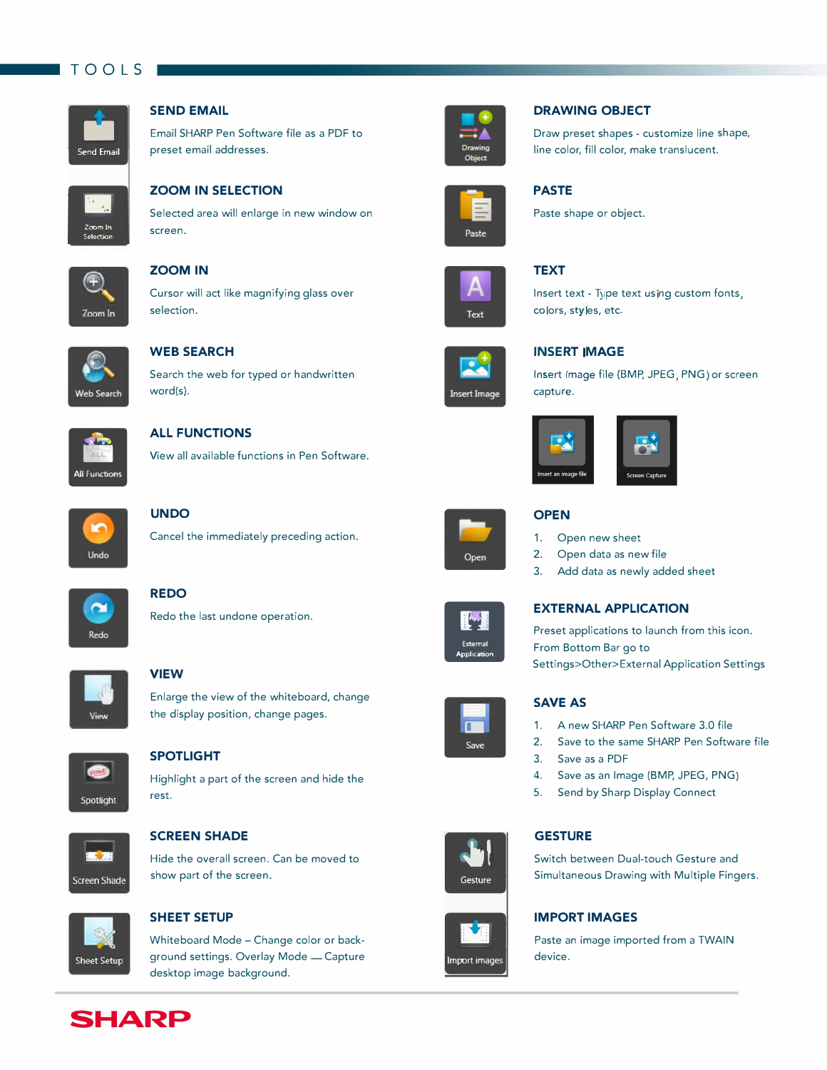# TOOLS

## SEND EMAIL

Email SHARP Pen Software file as a PDF to preset email addresses.

## ZOOM IN SELECTION

Selected area will enlarge in new window on screen.

## ZOOM IN

Cursor will act like magnifying glass over selection.

## WEB SEARCH

Search the web for typed or handwritten word(s).

## ALL FUNCTIONS

View all available functions in Pen Software.

## UNDO

Cancel the immediately preceding action.

## REDO

Redo the last undone operation.

## VIEW

Enlarge the view of the whiteboard, change the display position, change pages.

## SPOTLIGHT

Highlight a part of the screen and hide the rest.

## SCREEN SHADE

Hide the overall screen. Can be moved to show part of the screen.

## SHEET SETUP

Whiteboard Mode – Change color or background settings. Overlay Mode — Capture desktop image background.

## DRAWING OBJECT

Draw preset shapes - customize line shape, line color, fill color, make translucent.

## PASTE

Paste shape or object.

## TEXT

Insert text - Type text using custom fonts, colors, styles, etc.

## INSERT IMAGE

Insert image file (BMP, JPEG, PNG) or screen capture.

## OPEN

1. Open new sheet
2. Open data as new file
3. Add data as newly added sheet

## EXTERNAL APPLICATION

Preset applications to launch from this icon. From Bottom Bar go to Settings>Other>External Application Settings

## SAVE AS

1. A new SHARP Pen Software 3.0 file
2. Save to the same SHARP Pen Software file
3. Save as a PDF
4. Save as an Image (BMP, JPEG, PNG)
5. Send by Sharp Display Connect

## GESTURE

Switch between Dual-touch Gesture and Simultaneous Drawing with Multiple Fingers.

## IMPORT IMAGES

Paste an image imported from a TWAIN device.

SHARP